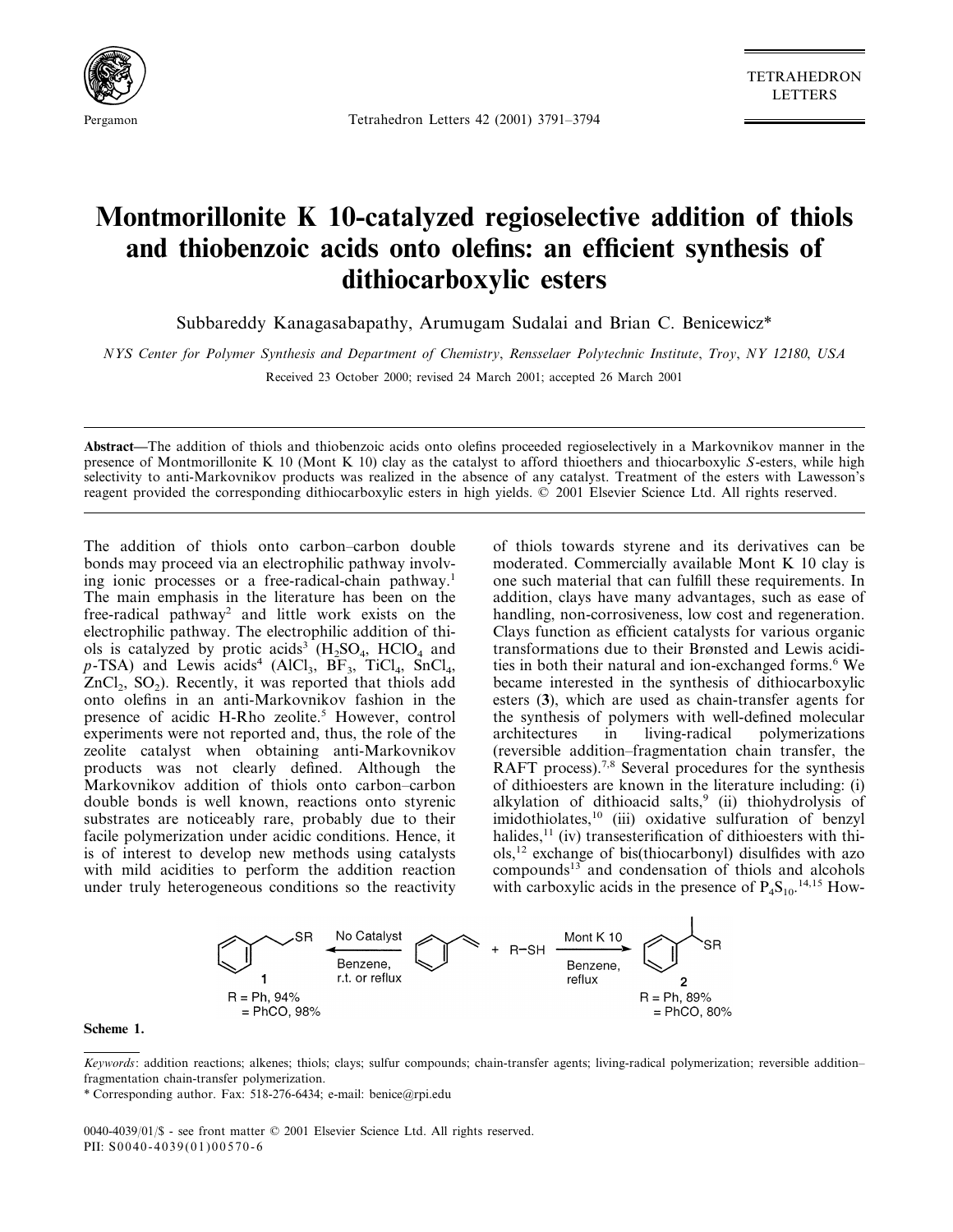# Montmorillonite K 10-catalyzed regioselective addition of thiols and thiobenzoic acids onto olefins: an efficient synthesis of dithiocarboxylic esters

Subbareddy Kanagasabapathy, Arumugam Sudalai and Brian C. Benicewicz*

*NYS Center for Polymer Synthesis and Department of Chemistry, Rensselaer Polytechnic Institute, Troy, NY 12180, USA*

Received 23 October 2000; revised 24 March 2001; accepted 26 March 2001

**Abstract**—The addition of thiols and thiobenzoic acids onto olefins proceeded regioselectively in a Markovnikov manner in the presence of Montmorillonite K 10 (Mont K 10) clay as the catalyst to afford thioethers and thiocarboxylic *S*-esters, while high selectivity to anti-Markovnikov products was realized in the absence of any catalyst. Treatment of the esters with Lawesson's reagent provided the corresponding dithiocarboxylic esters in high yields. © 2001 Elsevier Science Ltd. All rights reserved.

The addition of thiols onto carbon–carbon double bonds may proceed via an electrophilic pathway involving ionic processes or a free-radical-chain pathway.[1] The main emphasis in the literature has been on the free-radical pathway[2] and little work exists on the electrophilic pathway. The electrophilic addition of thiols is catalyzed by protic acids[3] ($H_2SO_4$, $HClO_4$ and *p*-TSA) and Lewis acids[4] ($AlCl_3$, $BF_3$, $TiCl_4$, $SnCl_4$, $ZnCl_2$, $SO_2$). Recently, it was reported that thiols add onto olefins in an anti-Markovnikov fashion in the presence of acidic H-Rho zeolite.[5] However, control experiments were not reported and, thus, the role of the zeolite catalyst when obtaining anti-Markovnikov products was not clearly defined. Although the Markovnikov addition of thiols onto carbon–carbon double bonds is well known, reactions onto styrenic substrates are noticeably rare, probably due to their facile polymerization under acidic conditions. Hence, it is of interest to develop new methods using catalysts with mild acidities to perform the addition reaction under truly heterogeneous conditions so the reactivity of thiols towards styrene and its derivatives can be moderated. Commercially available Mont K 10 clay is one such material that can fulfill these requirements. In addition, clays have many advantages, such as ease of handling, non-corrosiveness, low cost and regeneration. Clays function as efficient catalysts for various organic transformations due to their Brønsted and Lewis acidities in both their natural and ion-exchanged forms.[6] We became interested in the synthesis of dithiocarboxylic esters (**3**), which are used as chain-transfer agents for the synthesis of polymers with well-defined molecular architectures in living-radical polymerizations (reversible addition–fragmentation chain transfer, the RAFT process).[7,8] Several procedures for the synthesis of dithioesters are known in the literature including: (i) alkylation of dithioacid salts,[9] (ii) thiohydrolysis of imidothiolates,[10] (iii) oxidative sulfuration of benzyl halides,[11] (iv) transesterification of dithioesters with thiols,[12] exchange of bis(thiocarbonyl) disulfides with azo compounds[13] and condensation of thiols and alcohols with carboxylic acids in the presence of $P_4S_{10}$.[14,15] How-

**1**: R = Ph, 94%; = PhCO, 98% (No Catalyst; Benzene, r.t. or reflux) ← styrene + R–SH → (Mont K 10; Benzene, reflux) **2**: R = Ph, 89%; = PhCO, 80%

**Scheme 1.**

*Keywords*: addition reactions; alkenes; thiols; clays; sulfur compounds; chain-transfer agents; living-radical polymerization; reversible addition–fragmentation chain-transfer polymerization.

\* Corresponding author. Fax: 518-276-6434; e-mail: benice@rpi.edu

0040-4039/01/$ - see front matter © 2001 Elsevier Science Ltd. All rights reserved.
PII: S0040-4039(01)00570-6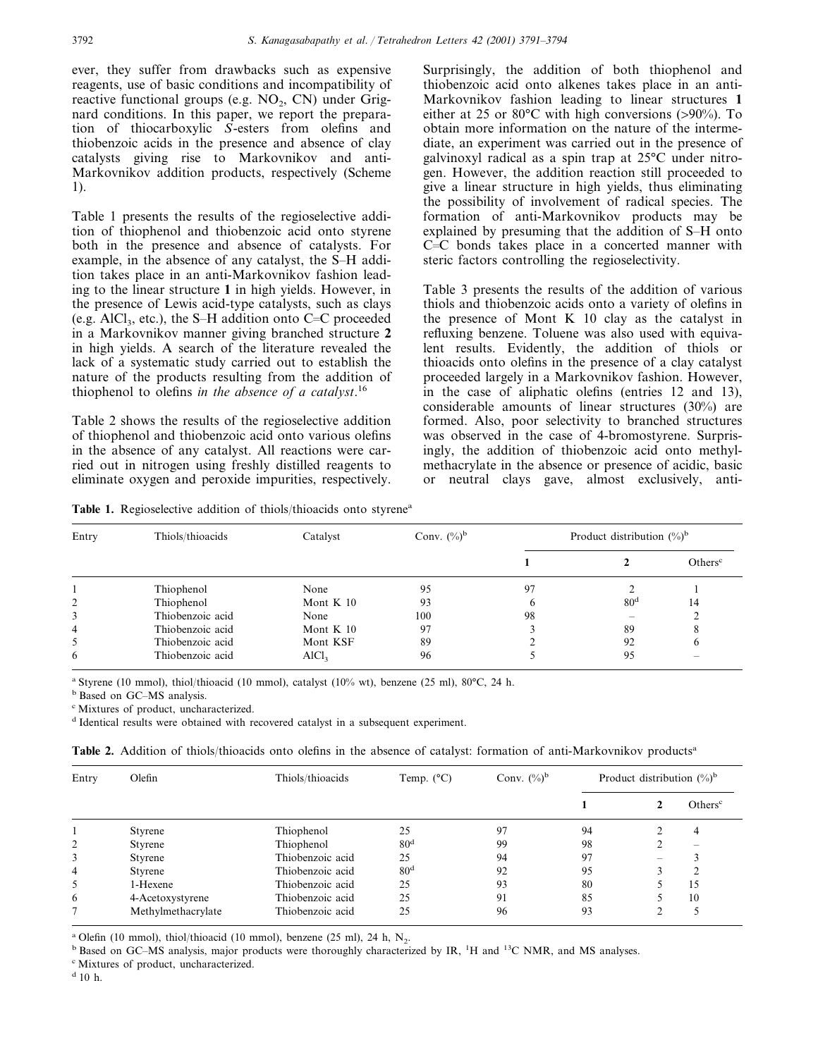ever, they suffer from drawbacks such as expensive reagents, use of basic conditions and incompatibility of reactive functional groups (e.g. $NO_2$, CN) under Grignard conditions. In this paper, we report the preparation of thiocarboxylic *S*-esters from olefins and thiobenzoic acids in the presence and absence of clay catalysts giving rise to Markovnikov and anti-Markovnikov addition products, respectively (Scheme 1).

Table 1 presents the results of the regioselective addition of thiophenol and thiobenzoic acid onto styrene both in the presence and absence of catalysts. For example, in the absence of any catalyst, the S–H addition takes place in an anti-Markovnikov fashion leading to the linear structure **1** in high yields. However, in the presence of Lewis acid-type catalysts, such as clays (e.g. $AlCl_3$, etc.), the S–H addition onto C=C proceeded in a Markovnikov manner giving branched structure **2** in high yields. A search of the literature revealed the lack of a systematic study carried out to establish the nature of the products resulting from the addition of thiophenol to olefins *in the absence of a catalyst*.[16]

Table 2 shows the results of the regioselective addition of thiophenol and thiobenzoic acid onto various olefins in the absence of any catalyst. All reactions were carried out in nitrogen using freshly distilled reagents to eliminate oxygen and peroxide impurities, respectively. Surprisingly, the addition of both thiophenol and thiobenzoic acid onto alkenes takes place in an anti-Markovnikov fashion leading to linear structures **1** either at 25 or 80°C with high conversions (>90%). To obtain more information on the nature of the intermediate, an experiment was carried out in the presence of galvinoxyl radical as a spin trap at 25°C under nitrogen. However, the addition reaction still proceeded to give a linear structure in high yields, thus eliminating the possibility of involvement of radical species. The formation of anti-Markovnikov products may be explained by presuming that the addition of S–H onto C=C bonds takes place in a concerted manner with steric factors controlling the regioselectivity.

Table 3 presents the results of the addition of various thiols and thiobenzoic acids onto a variety of olefins in the presence of Mont K 10 clay as the catalyst in refluxing benzene. Toluene was also used with equivalent results. Evidently, the addition of thiols or thioacids onto olefins in the presence of a clay catalyst proceeded largely in a Markovnikov fashion. However, in the case of aliphatic olefins (entries 12 and 13), considerable amounts of linear structures (30%) are formed. Also, poor selectivity to branched structures was observed in the case of 4-bromostyrene. Surprisingly, the addition of thiobenzoic acid onto methylmethacrylate in the absence or presence of acidic, basic or neutral clays gave, almost exclusively, anti-

**Table 1.** Regioselective addition of thiols/thioacids onto styrene[a]

| Entry | Thiols/thioacids | Catalyst | Conv. (%)[b] | Product distribution (%)[b] | | |
|---|---|---|---|---|---|---|
| | | | | **1** | **2** | Others[c] |
| 1 | Thiophenol | None | 95 | 97 | 2 | 1 |
| 2 | Thiophenol | Mont K 10 | 93 | 6 | 80[d] | 14 |
| 3 | Thiobenzoic acid | None | 100 | 98 | – | 2 |
| 4 | Thiobenzoic acid | Mont K 10 | 97 | 3 | 89 | 8 |
| 5 | Thiobenzoic acid | Mont KSF | 89 | 2 | 92 | 6 |
| 6 | Thiobenzoic acid | $AlCl_3$ | 96 | 5 | 95 | – |

[a] Styrene (10 mmol), thiol/thioacid (10 mmol), catalyst (10% wt), benzene (25 ml), 80°C, 24 h.

[b] Based on GC–MS analysis.

[c] Mixtures of product, uncharacterized.

[d] Identical results were obtained with recovered catalyst in a subsequent experiment.

**Table 2.** Addition of thiols/thioacids onto olefins in the absence of catalyst: formation of anti-Markovnikov products[a]

| Entry | Olefin | Thiols/thioacids | Temp. (°C) | Conv. (%)[b] | Product distribution (%)[b] | | |
|---|---|---|---|---|---|---|---|
| | | | | | **1** | **2** | Others[c] |
| 1 | Styrene | Thiophenol | 25 | 97 | 94 | 2 | 4 |
| 2 | Styrene | Thiophenol | 80[d] | 99 | 98 | 2 | – |
| 3 | Styrene | Thiobenzoic acid | 25 | 94 | 97 | – | 3 |
| 4 | Styrene | Thiobenzoic acid | 80[d] | 92 | 95 | 3 | 2 |
| 5 | 1-Hexene | Thiobenzoic acid | 25 | 93 | 80 | 5 | 15 |
| 6 | 4-Acetoxystyrene | Thiobenzoic acid | 25 | 91 | 85 | 5 | 10 |
| 7 | Methylmethacrylate | Thiobenzoic acid | 25 | 96 | 93 | 2 | 5 |

[a] Olefin (10 mmol), thiol/thioacid (10 mmol), benzene (25 ml), 24 h, $N_2$.

[b] Based on GC–MS analysis, major products were thoroughly characterized by IR, $^1H$ and $^{13}C$ NMR, and MS analyses.

[c] Mixtures of product, uncharacterized.

[d] 10 h.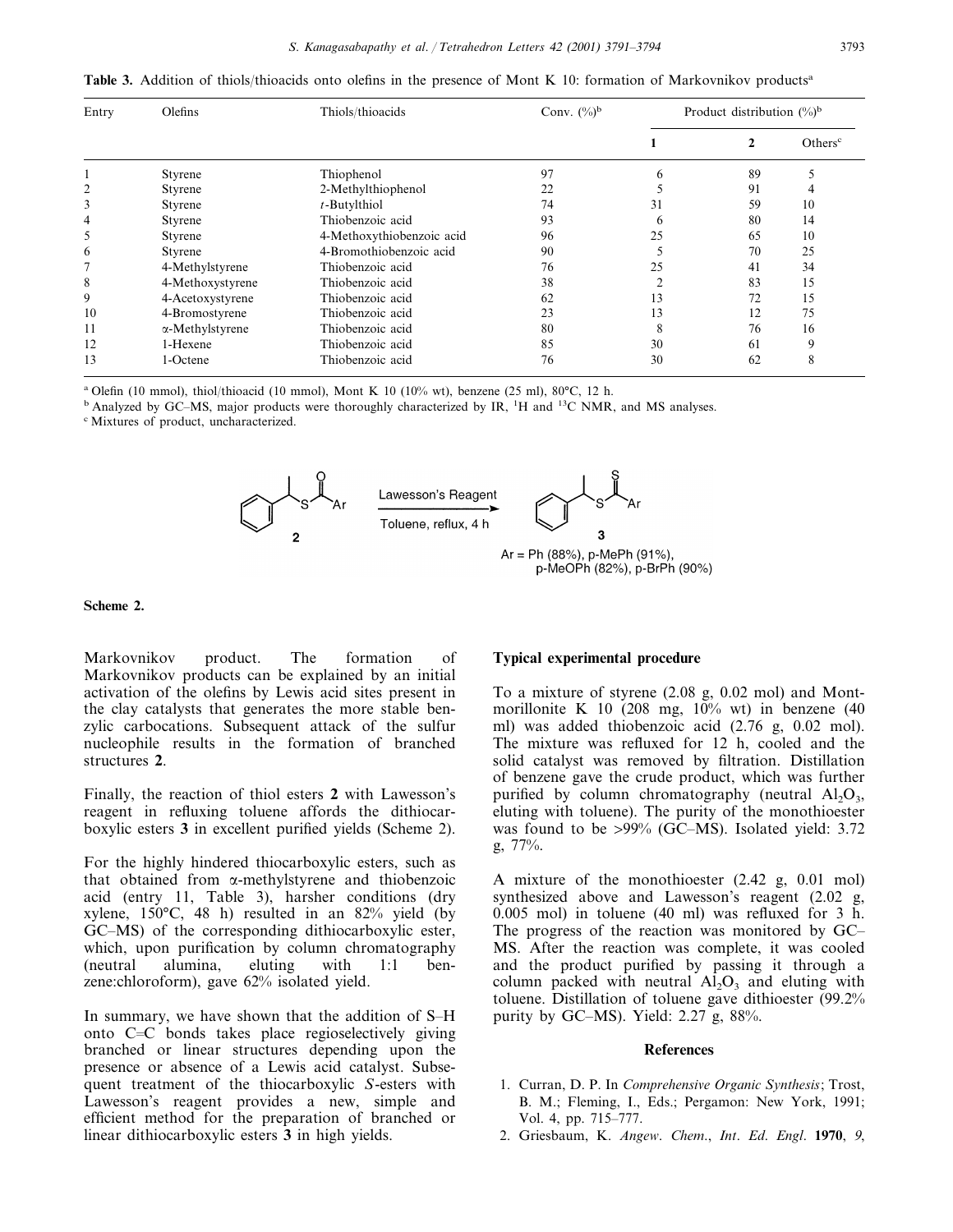**Table 3.** Addition of thiols/thioacids onto olefins in the presence of Mont K 10: formation of Markovnikov products[a]

| Entry | Olefins | Thiols/thioacids | Conv. (%)[b] | Product distribution (%)[b] | | |
|---|---|---|---|---|---|---|
| | | | | **1** | **2** | Others[c] |
| 1 | Styrene | Thiophenol | 97 | 6 | 89 | 5 |
| 2 | Styrene | 2-Methylthiophenol | 22 | 5 | 91 | 4 |
| 3 | Styrene | *t*-Butylthiol | 74 | 31 | 59 | 10 |
| 4 | Styrene | Thiobenzoic acid | 93 | 6 | 80 | 14 |
| 5 | Styrene | 4-Methoxythiobenzoic acid | 96 | 25 | 65 | 10 |
| 6 | Styrene | 4-Bromothiobenzoic acid | 90 | 5 | 70 | 25 |
| 7 | 4-Methylstyrene | Thiobenzoic acid | 76 | 25 | 41 | 34 |
| 8 | 4-Methoxystyrene | Thiobenzoic acid | 38 | 2 | 83 | 15 |
| 9 | 4-Acetoxystyrene | Thiobenzoic acid | 62 | 13 | 72 | 15 |
| 10 | 4-Bromostyrene | Thiobenzoic acid | 23 | 13 | 12 | 75 |
| 11 | α-Methylstyrene | Thiobenzoic acid | 80 | 8 | 76 | 16 |
| 12 | 1-Hexene | Thiobenzoic acid | 85 | 30 | 61 | 9 |
| 13 | 1-Octene | Thiobenzoic acid | 76 | 30 | 62 | 8 |

[a] Olefin (10 mmol), thiol/thioacid (10 mmol), Mont K 10 (10% wt), benzene (25 ml), 80°C, 12 h.

[b] Analyzed by GC–MS, major products were thoroughly characterized by IR, $^1$H and $^{13}$C NMR, and MS analyses.

[c] Mixtures of product, uncharacterized.

Lawesson's Reagent; Toluene, reflux, 4 h; **2** → **3**

Ar = Ph (88%), p-MePh (91%), p-MeOPh (82%), p-BrPh (90%)

**Scheme 2.**

Markovnikov product. The formation of Markovnikov products can be explained by an initial activation of the olefins by Lewis acid sites present in the clay catalysts that generates the more stable benzylic carbocations. Subsequent attack of the sulfur nucleophile results in the formation of branched structures **2**.

Finally, the reaction of thiol esters **2** with Lawesson's reagent in refluxing toluene affords the dithiocarboxylic esters **3** in excellent purified yields (Scheme 2).

For the highly hindered thiocarboxylic esters, such as that obtained from α-methylstyrene and thiobenzoic acid (entry 11, Table 3), harsher conditions (dry xylene, 150°C, 48 h) resulted in an 82% yield (by GC–MS) of the corresponding dithiocarboxylic ester, which, upon purification by column chromatography (neutral alumina, eluting with 1:1 benzene:chloroform), gave 62% isolated yield.

In summary, we have shown that the addition of S–H onto C=C bonds takes place regioselectively giving branched or linear structures depending upon the presence or absence of a Lewis acid catalyst. Subsequent treatment of the thiocarboxylic *S*-esters with Lawesson's reagent provides a new, simple and efficient method for the preparation of branched or linear dithiocarboxylic esters **3** in high yields.

### Typical experimental procedure

To a mixture of styrene (2.08 g, 0.02 mol) and Montmorillonite K 10 (208 mg, 10% wt) in benzene (40 ml) was added thiobenzoic acid (2.76 g, 0.02 mol). The mixture was refluxed for 12 h, cooled and the solid catalyst was removed by filtration. Distillation of benzene gave the crude product, which was further purified by column chromatography (neutral $Al_2O_3$, eluting with toluene). The purity of the monothioester was found to be >99% (GC–MS). Isolated yield: 3.72 g, 77%.

A mixture of the monothioester (2.42 g, 0.01 mol) synthesized above and Lawesson's reagent (2.02 g, 0.005 mol) in toluene (40 ml) was refluxed for 3 h. The progress of the reaction was monitored by GC–MS. After the reaction was complete, it was cooled and the product purified by passing it through a column packed with neutral $Al_2O_3$ and eluting with toluene. Distillation of toluene gave dithioester (99.2% purity by GC–MS). Yield: 2.27 g, 88%.

### References

1. Curran, D. P. In *Comprehensive Organic Synthesis*; Trost, B. M.; Fleming, I., Eds.; Pergamon: New York, 1991; Vol. 4, pp. 715–777.
2. Griesbaum, K. *Angew. Chem., Int. Ed. Engl.* **1970**, *9*,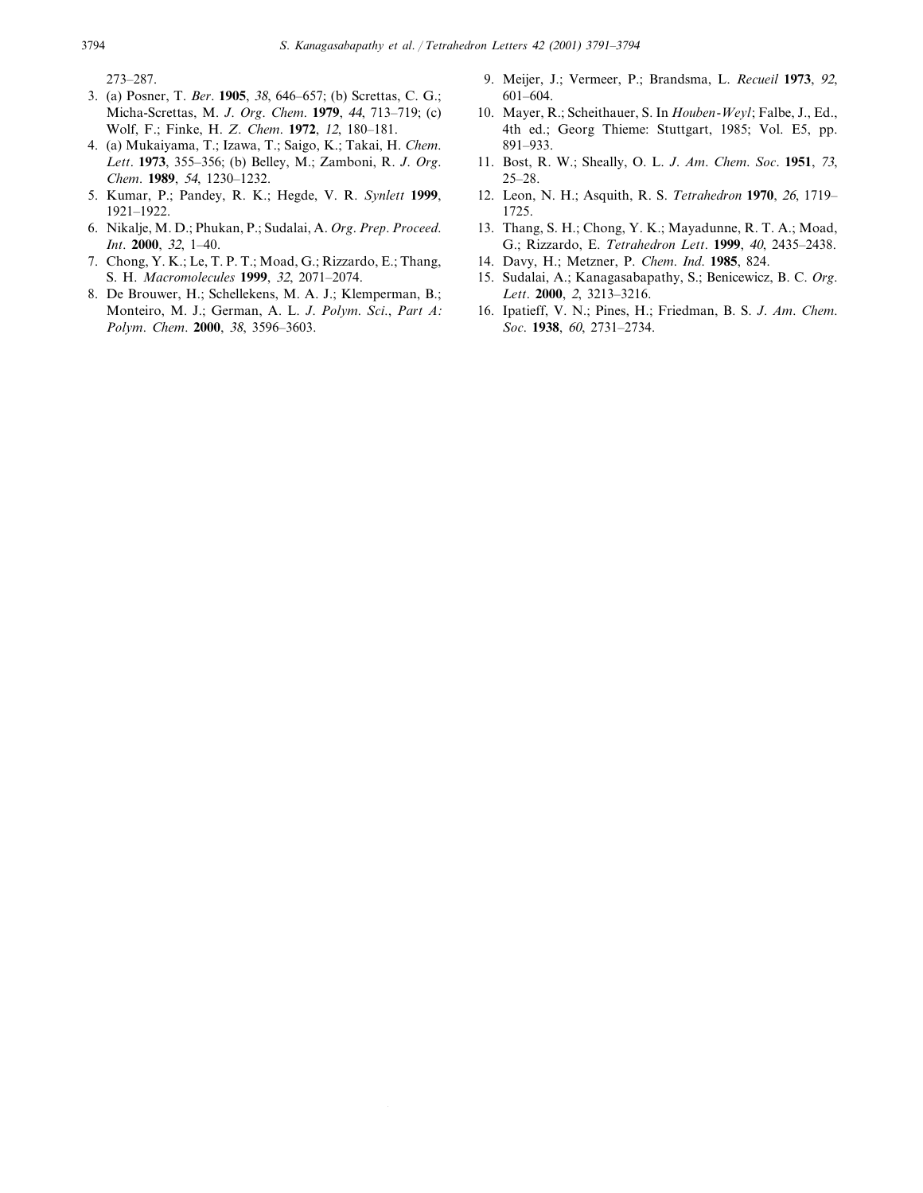273–287.

3. (a) Posner, T. *Ber*. **1905**, *38*, 646–657; (b) Screttas, C. G.; Micha-Screttas, M. *J. Org. Chem*. **1979**, *44*, 713–719; (c) Wolf, F.; Finke, H. *Z. Chem*. **1972**, *12*, 180–181.
4. (a) Mukaiyama, T.; Izawa, T.; Saigo, K.; Takai, H. *Chem. Lett*. **1973**, 355–356; (b) Belley, M.; Zamboni, R. *J. Org. Chem*. **1989**, *54*, 1230–1232.
5. Kumar, P.; Pandey, R. K.; Hegde, V. R. *Synlett* **1999**, 1921–1922.
6. Nikalje, M. D.; Phukan, P.; Sudalai, A. *Org. Prep. Proceed. Int*. **2000**, *32*, 1–40.
7. Chong, Y. K.; Le, T. P. T.; Moad, G.; Rizzardo, E.; Thang, S. H. *Macromolecules* **1999**, *32*, 2071–2074.
8. De Brouwer, H.; Schellekens, M. A. J.; Klemperman, B.; Monteiro, M. J.; German, A. L. *J. Polym. Sci., Part A: Polym. Chem*. **2000**, *38*, 3596–3603.
9. Meijer, J.; Vermeer, P.; Brandsma, L. *Recueil* **1973**, *92*, 601–604.
10. Mayer, R.; Scheithauer, S. In *Houben-Weyl*; Falbe, J., Ed., 4th ed.; Georg Thieme: Stuttgart, 1985; Vol. E5, pp. 891–933.
11. Bost, R. W.; Sheally, O. L. *J. Am. Chem. Soc*. **1951**, *73*, 25–28.
12. Leon, N. H.; Asquith, R. S. *Tetrahedron* **1970**, *26*, 1719–1725.
13. Thang, S. H.; Chong, Y. K.; Mayadunne, R. T. A.; Moad, G.; Rizzardo, E. *Tetrahedron Lett*. **1999**, *40*, 2435–2438.
14. Davy, H.; Metzner, P. *Chem. Ind*. **1985**, 824.
15. Sudalai, A.; Kanagasabapathy, S.; Benicewicz, B. C. *Org. Lett*. **2000**, *2*, 3213–3216.
16. Ipatieff, V. N.; Pines, H.; Friedman, B. S. *J. Am. Chem. Soc*. **1938**, *60*, 2731–2734.